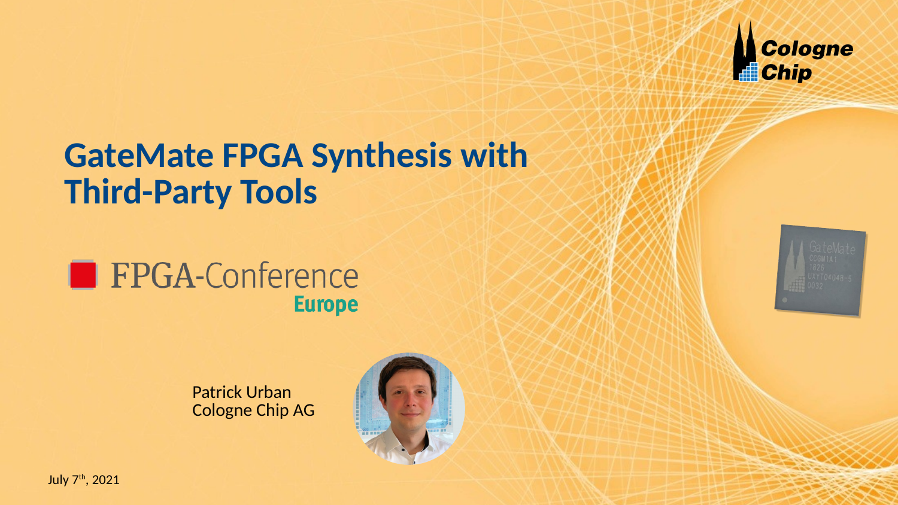# GateMate FPGA Synthesis with Third-Party Tools

FPGA-Conference Europe

Patrick Urban
Cologne Chip AG

July 7th, 2021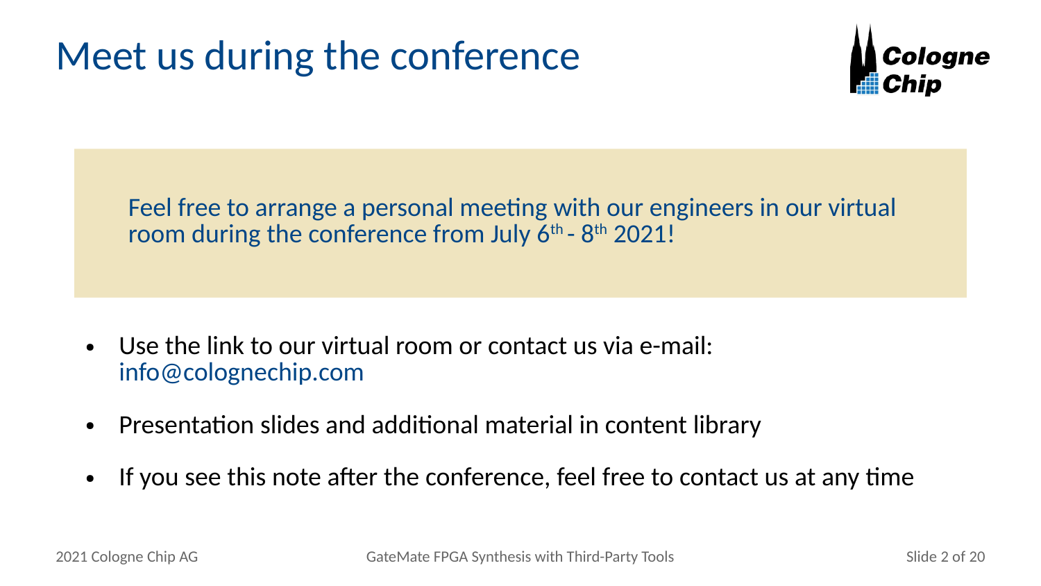# Meet us during the conference

Feel free to arrange a personal meeting with our engineers in our virtual room during the conference from July 6th - 8th 2021!

- Use the link to our virtual room or contact us via e-mail: info@colognechip.com
- Presentation slides and additional material in content library
- If you see this note after the conference, feel free to contact us at any time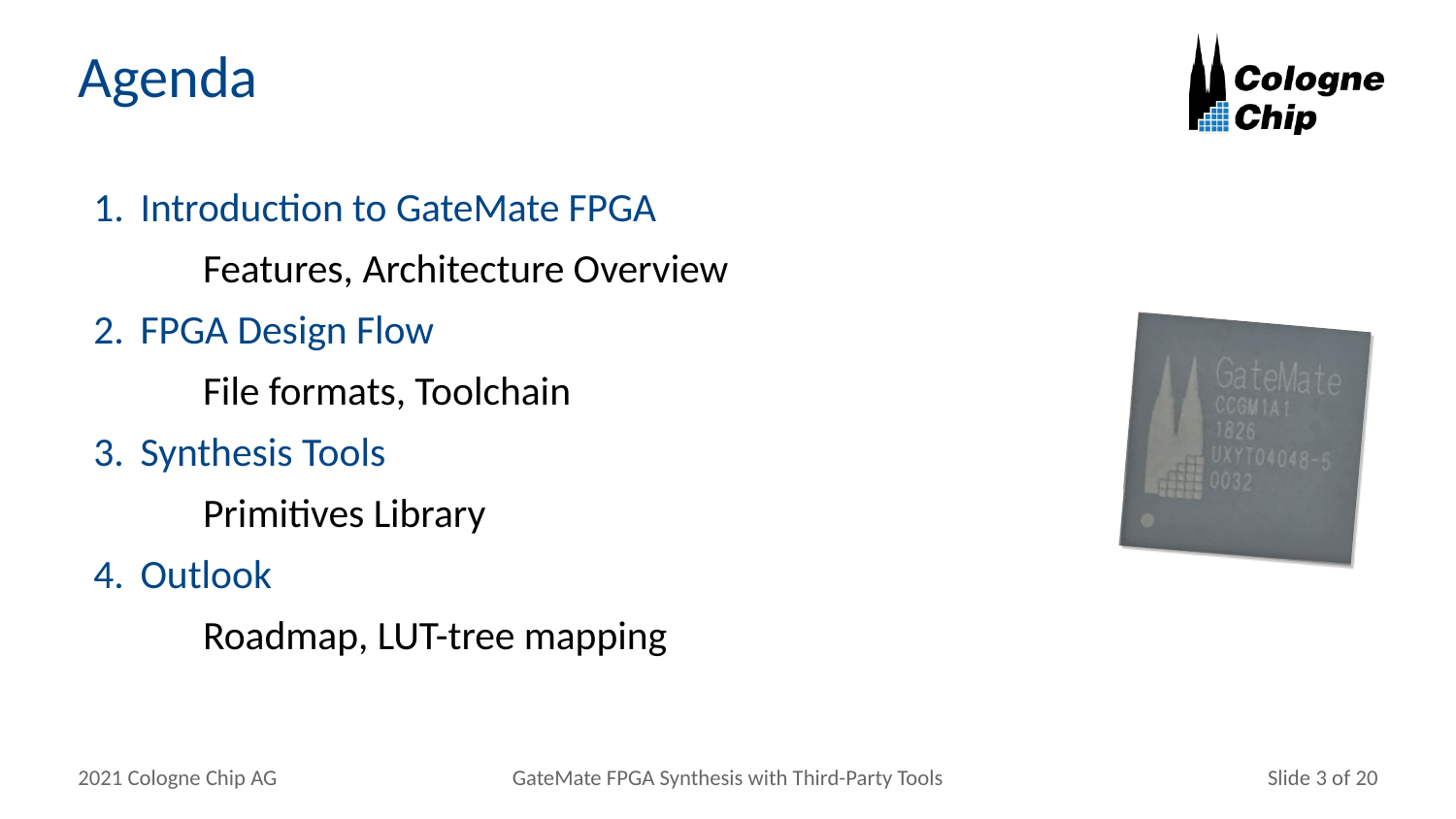# Agenda

1. Introduction to GateMate FPGA

   Features, Architecture Overview

2. FPGA Design Flow

   File formats, Toolchain

3. Synthesis Tools

   Primitives Library

4. Outlook

   Roadmap, LUT-tree mapping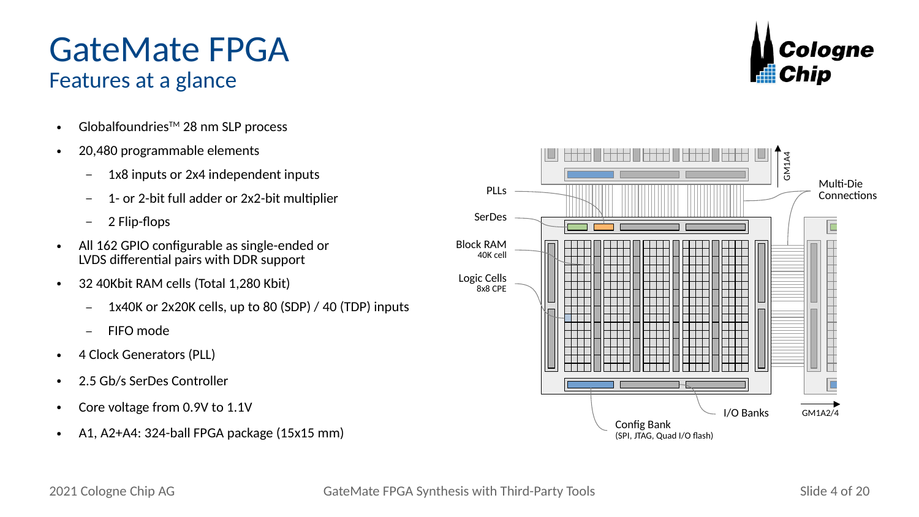# GateMate FPGA

## Features at a glance

- Globalfoundries™ 28 nm SLP process
- 20,480 programmable elements
  - 1x8 inputs or 2x4 independent inputs
  - 1- or 2-bit full adder or 2x2-bit multiplier
  - 2 Flip-flops
- All 162 GPIO configurable as single-ended or LVDS differential pairs with DDR support
- 32 40Kbit RAM cells (Total 1,280 Kbit)
  - 1x40K or 2x20K cells, up to 80 (SDP) / 40 (TDP) inputs
  - FIFO mode
- 4 Clock Generators (PLL)
- 2.5 Gb/s SerDes Controller
- Core voltage from 0.9V to 1.1V
- A1, A2+A4: 324-ball FPGA package (15x15 mm)

PLLs

SerDes

Block RAM
40K cell

Logic Cells
8x8 CPE

GM1A4

Multi-Die Connections

I/O Banks

Config Bank
(SPI, JTAG, Quad I/O flash)

GM1A2/4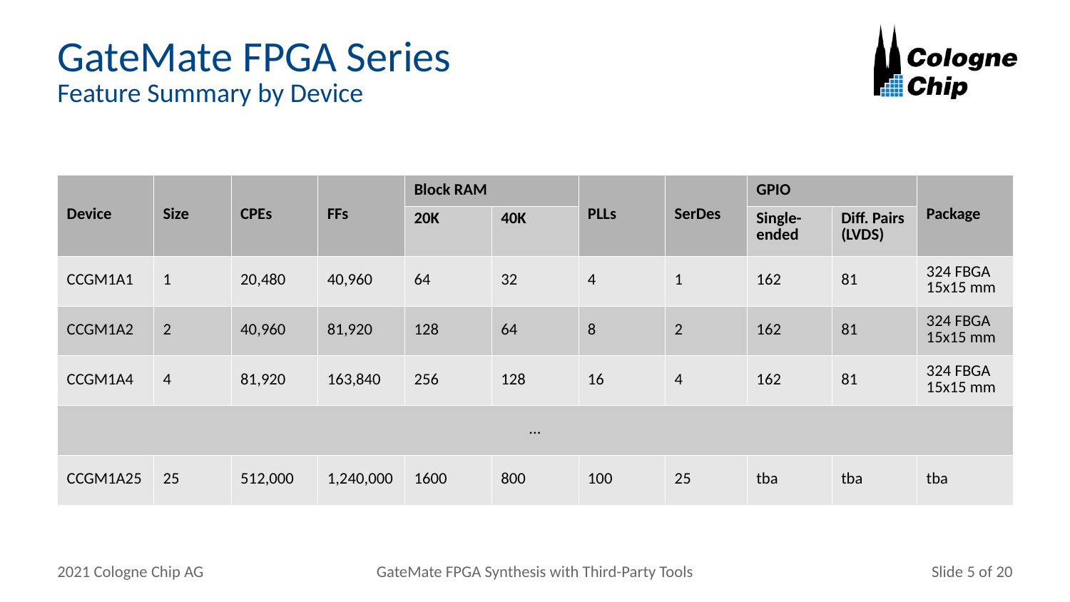# GateMate FPGA Series

## Feature Summary by Device

| Device | Size | CPEs | FFs | Block RAM | | PLLs | SerDes | GPIO | | Package |
|---|---|---|---|---|---|---|---|---|---|---|
| | | | | 20K | 40K | | | Single-ended | Diff. Pairs (LVDS) | |
| CCGM1A1 | 1 | 20,480 | 40,960 | 64 | 32 | 4 | 1 | 162 | 81 | 324 FBGA 15x15 mm |
| CCGM1A2 | 2 | 40,960 | 81,920 | 128 | 64 | 8 | 2 | 162 | 81 | 324 FBGA 15x15 mm |
| CCGM1A4 | 4 | 81,920 | 163,840 | 256 | 128 | 16 | 4 | 162 | 81 | 324 FBGA 15x15 mm |
| … | | | | | | | | | | |
| CCGM1A25 | 25 | 512,000 | 1,240,000 | 1600 | 800 | 100 | 25 | tba | tba | tba |

2021 Cologne Chip AG

GateMate FPGA Synthesis with Third-Party Tools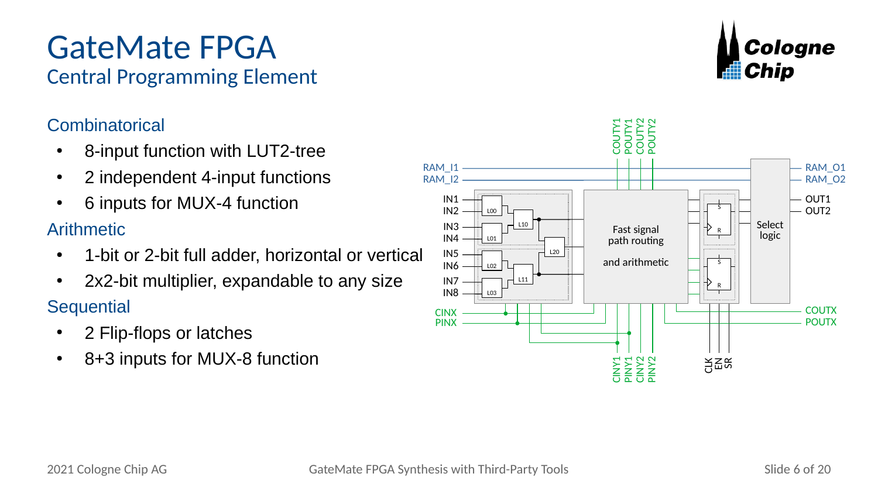# GateMate FPGA

## Central Programming Element

### Combinatorical

- 8-input function with LUT2-tree
- 2 independent 4-input functions
- 6 inputs for MUX-4 function

### Arithmetic

- 1-bit or 2-bit full adder, horizontal or vertical
- 2x2-bit multiplier, expandable to any size

### Sequential

- 2 Flip-flops or latches
- 8+3 inputs for MUX-8 function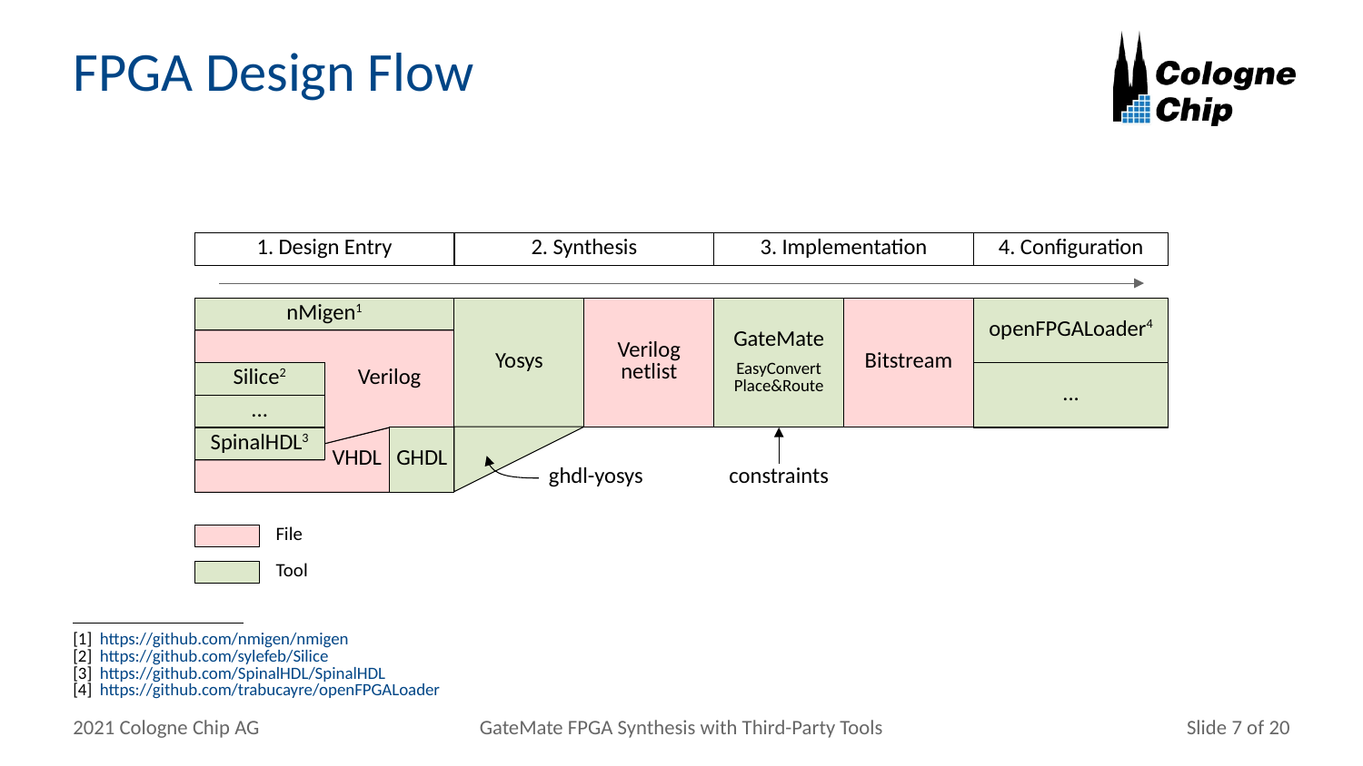# FPGA Design Flow

| 1. Design Entry | 2. Synthesis | 3. Implementation | 4. Configuration |
|---|---|---|---|

- nMigen[1]
- Silice[2]
- ...
- SpinalHDL[3]
- Verilog
- VHDL
- GHDL
- Yosys
- ghdl-yosys
- Verilog netlist
- GateMate
  - EasyConvert
  - Place&Route
- constraints
- Bitstream
- openFPGALoader[4]
- ...

File

Tool

---

[1] https://github.com/nmigen/nmigen
[2] https://github.com/sylefeb/Silice
[3] https://github.com/SpinalHDL/SpinalHDL
[4] https://github.com/trabucayre/openFPGALoader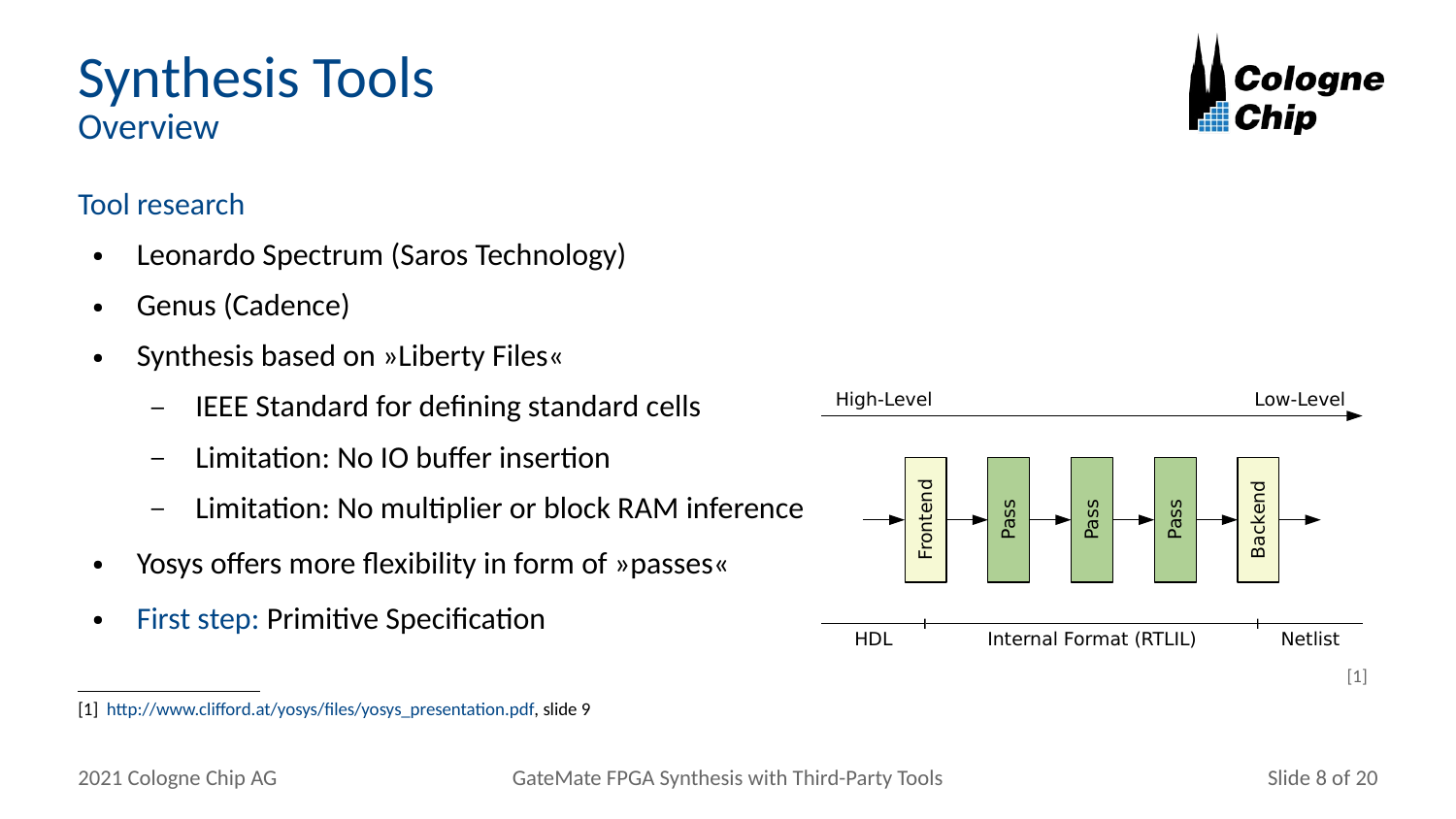# Synthesis Tools

## Overview

### Tool research

- Leonardo Spectrum (Saros Technology)
- Genus (Cadence)
- Synthesis based on »Liberty Files«
  - IEEE Standard for defining standard cells
  - Limitation: No IO buffer insertion
  - Limitation: No multiplier or block RAM inference
- Yosys offers more flexibility in form of »passes«
- First step: Primitive Specification

High-Level → Low-Level

Frontend → Pass → Pass → Pass → Backend

HDL | Internal Format (RTLIL) | Netlist

[1]

[1] http://www.clifford.at/yosys/files/yosys_presentation.pdf, slide 9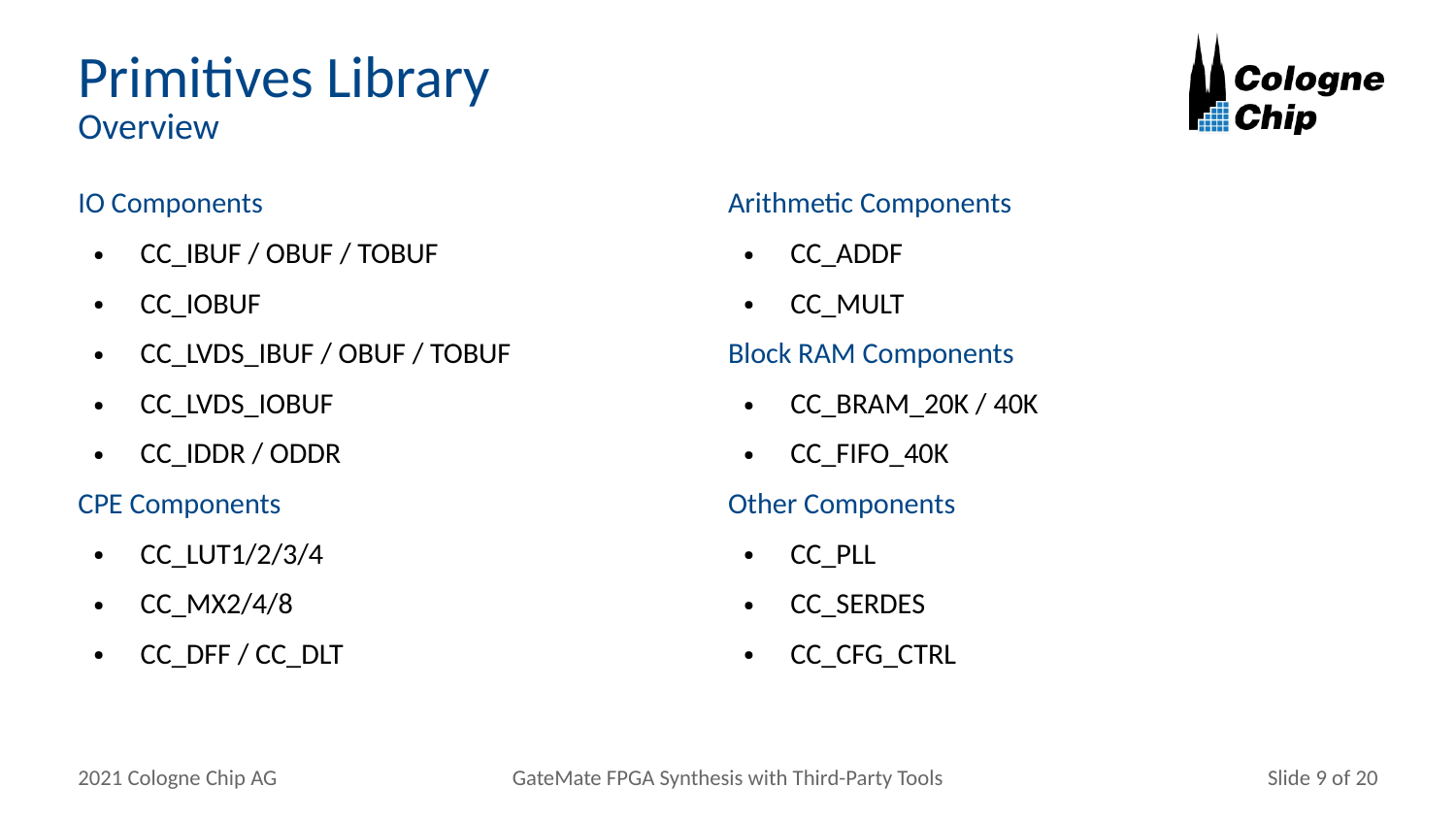# Primitives Library

## Overview

### IO Components

- CC_IBUF / OBUF / TOBUF
- CC_IOBUF
- CC_LVDS_IBUF / OBUF / TOBUF
- CC_LVDS_IOBUF
- CC_IDDR / ODDR

### CPE Components

- CC_LUT1/2/3/4
- CC_MX2/4/8
- CC_DFF / CC_DLT

### Arithmetic Components

- CC_ADDF
- CC_MULT

### Block RAM Components

- CC_BRAM_20K / 40K
- CC_FIFO_40K

### Other Components

- CC_PLL
- CC_SERDES
- CC_CFG_CTRL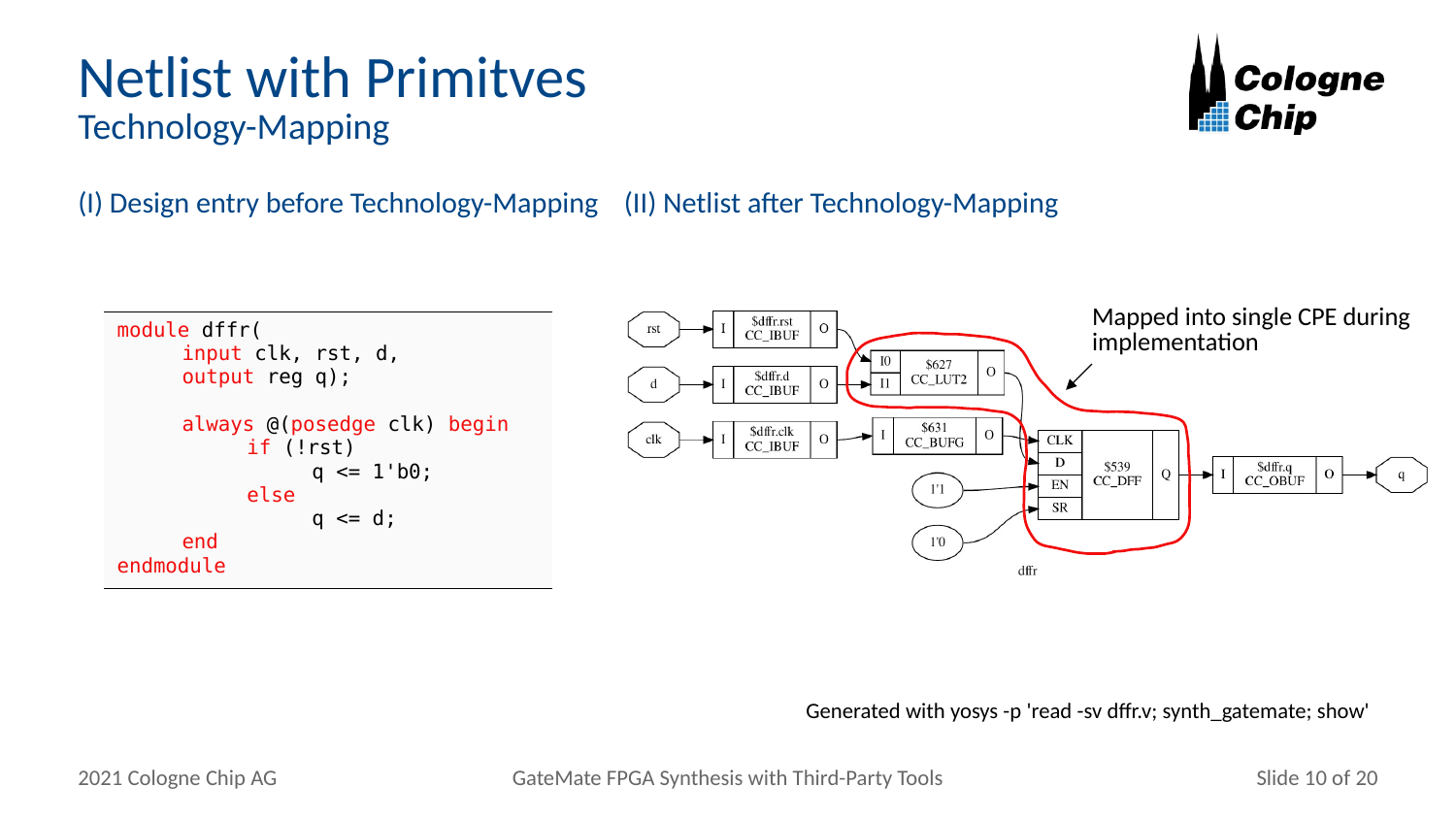# Netlist with Primitves

## Technology-Mapping

(I) Design entry before Technology-Mapping

```
module dffr(
      input clk, rst, d,
      output reg q);

      always @(posedge clk) begin
            if (!rst)
                  q <= 1'b0;
            else
                  q <= d;
      end
endmodule
```

(II) Netlist after Technology-Mapping

Mapped into single CPE during implementation

Generated with yosys -p 'read -sv dffr.v; synth_gatemate; show'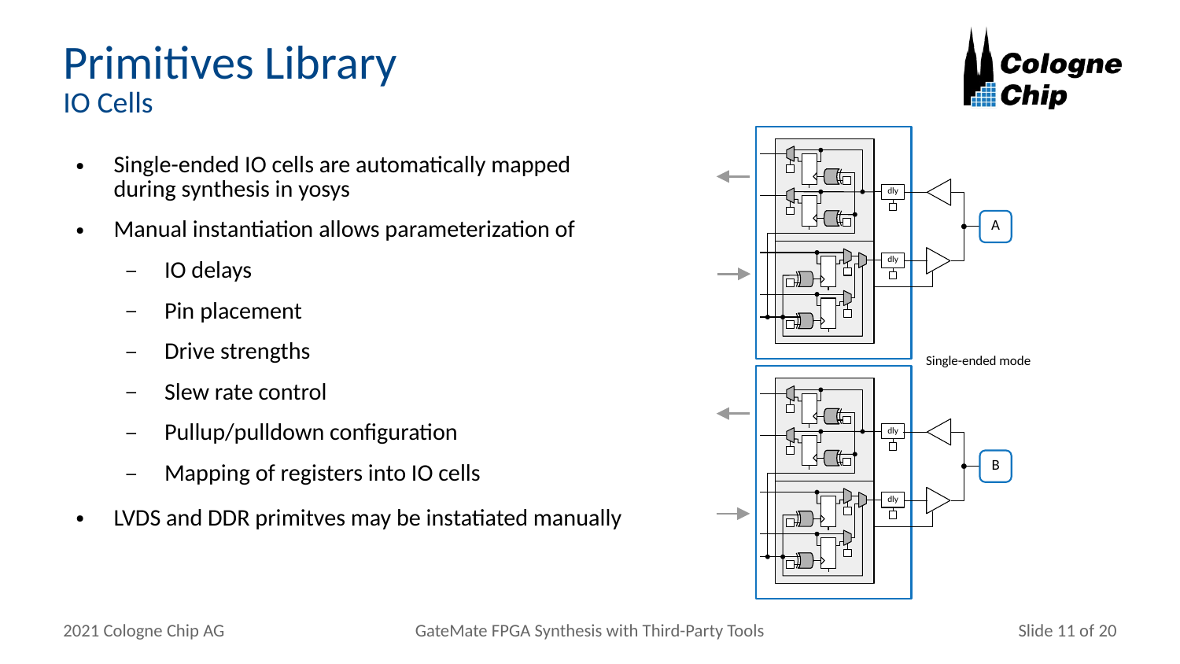# Primitives Library

## IO Cells

- Single-ended IO cells are automatically mapped during synthesis in yosys
- Manual instantiation allows parameterization of
  - IO delays
  - Pin placement
  - Drive strengths
  - Slew rate control
  - Pullup/pulldown configuration
  - Mapping of registers into IO cells
- LVDS and DDR primitves may be instatiated manually

Single-ended mode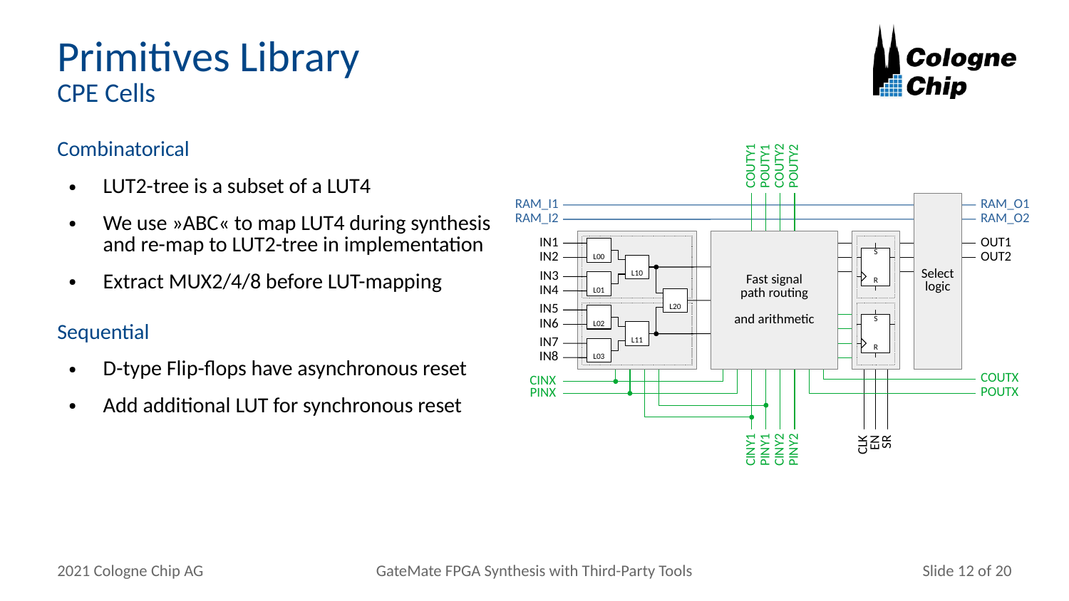# Primitives Library

## CPE Cells

### Combinatorical

- LUT2-tree is a subset of a LUT4
- We use »ABC« to map LUT4 during synthesis and re-map to LUT2-tree in implementation
- Extract MUX2/4/8 before LUT-mapping

### Sequential

- D-type Flip-flops have asynchronous reset
- Add additional LUT for synchronous reset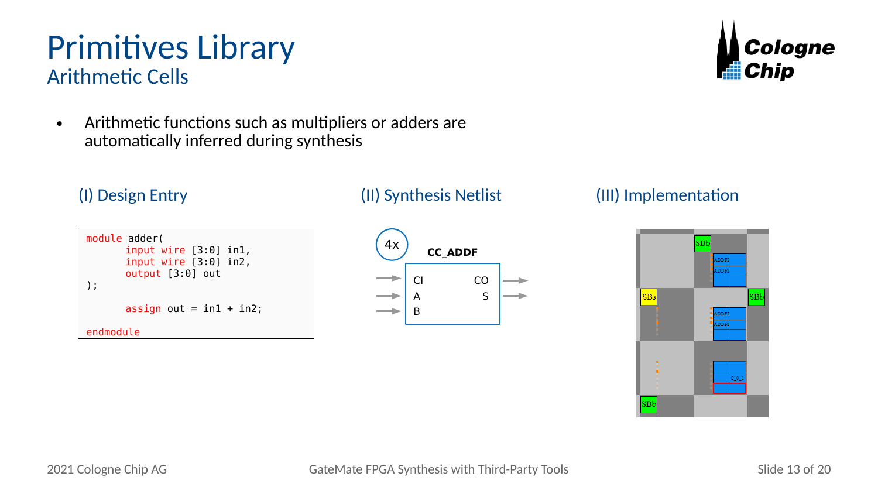# Primitives Library
## Arithmetic Cells

- Arithmetic functions such as multipliers or adders are automatically inferred during synthesis

### (I) Design Entry

```
module adder(
      input wire [3:0] in1,
      input wire [3:0] in2,
      output [3:0] out
);

      assign out = in1 + in2;

endmodule
```

### (II) Synthesis Netlist

4x

CC_ADDF

CI, A, B → CO, S

### (III) Implementation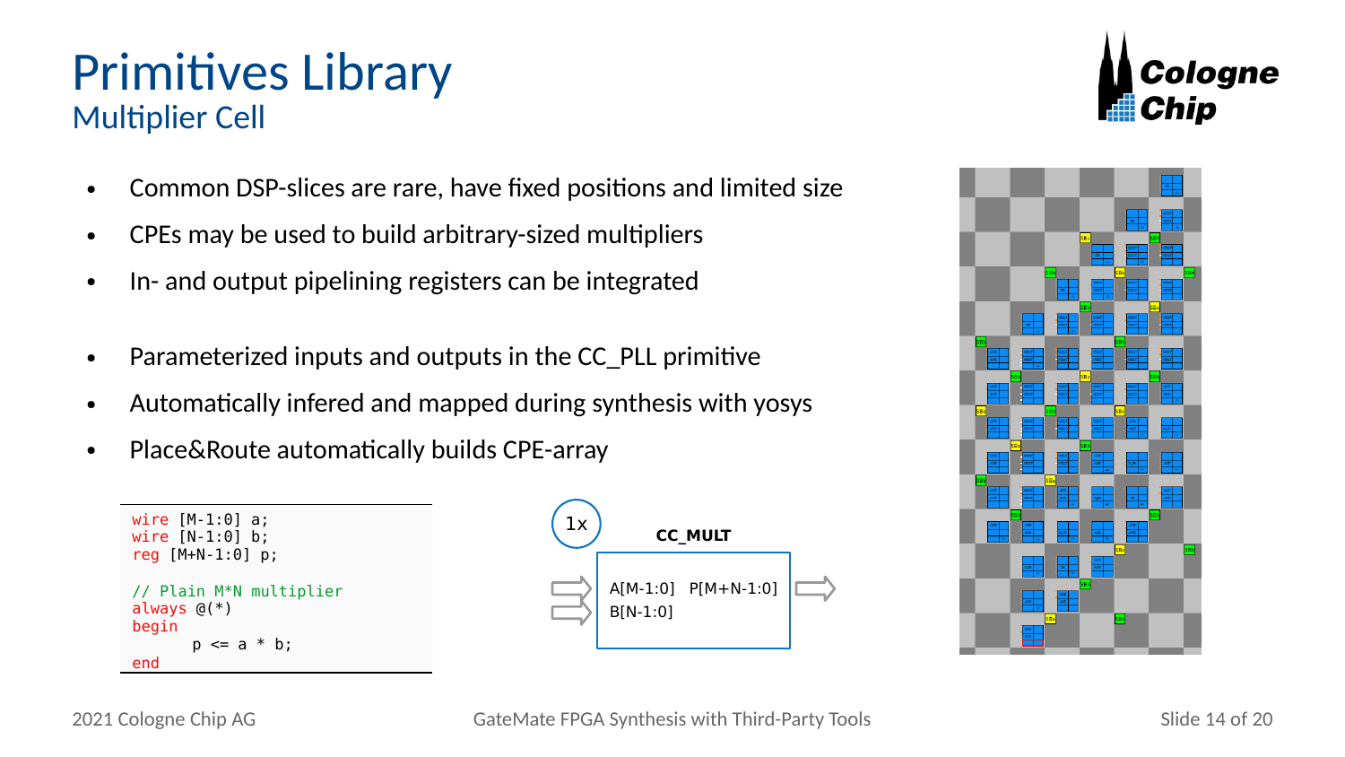# Primitives Library

## Multiplier Cell

- Common DSP-slices are rare, have fixed positions and limited size
- CPEs may be used to build arbitrary-sized multipliers
- In- and output pipelining registers can be integrated

- Parameterized inputs and outputs in the CC_PLL primitive
- Automatically infered and mapped during synthesis with yosys
- Place&Route automatically builds CPE-array

```
wire [M-1:0] a;
wire [N-1:0] b;
reg [M+N-1:0] p;

// Plain M*N multiplier
always @(*)
begin
	p <= a * b;
end
```

1x

**CC_MULT**

A[M-1:0] P[M+N-1:0]
B[N-1:0]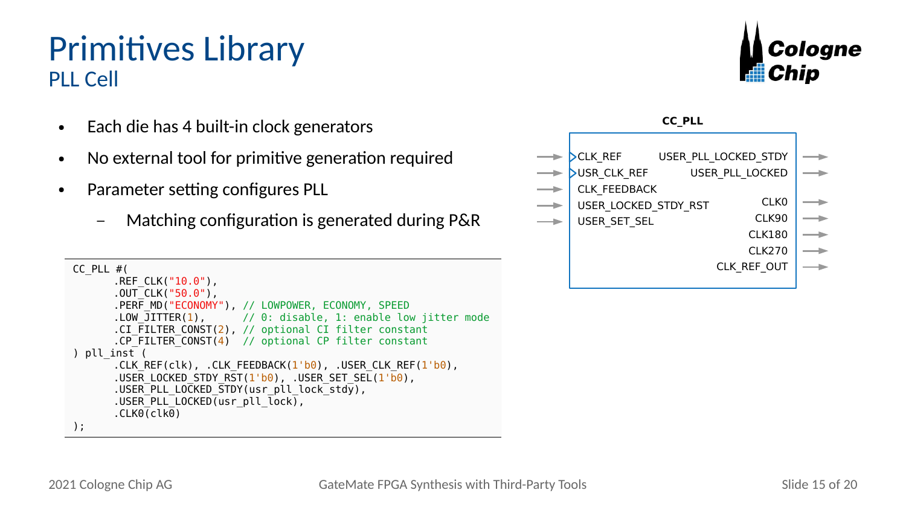# Primitives Library

## PLL Cell

- Each die has 4 built-in clock generators
- No external tool for primitive generation required
- Parameter setting configures PLL
  - Matching configuration is generated during P&R

```
CC_PLL #(
      .REF_CLK("10.0"),
      .OUT_CLK("50.0"),
      .PERF_MD("ECONOMY"), // LOWPOWER, ECONOMY, SPEED
      .LOW_JITTER(1),      // 0: disable, 1: enable low jitter mode
      .CI_FILTER_CONST(2), // optional CI filter constant
      .CP_FILTER_CONST(4)  // optional CP filter constant
) pll_inst (
      .CLK_REF(clk), .CLK_FEEDBACK(1'b0), .USER_CLK_REF(1'b0),
      .USER_LOCKED_STDY_RST(1'b0), .USER_SET_SEL(1'b0),
      .USER_PLL_LOCKED_STDY(usr_pll_lock_stdy),
      .USER_PLL_LOCKED(usr_pll_lock),
      .CLK0(clk0)
);
```

**CC_PLL**

| Inputs | Outputs |
| --- | --- |
| CLK_REF | USER_PLL_LOCKED_STDY |
| USR_CLK_REF | USER_PLL_LOCKED |
| CLK_FEEDBACK | CLK0 |
| USER_LOCKED_STDY_RST | CLK90 |
| USER_SET_SEL | CLK180 |
| | CLK270 |
| | CLK_REF_OUT |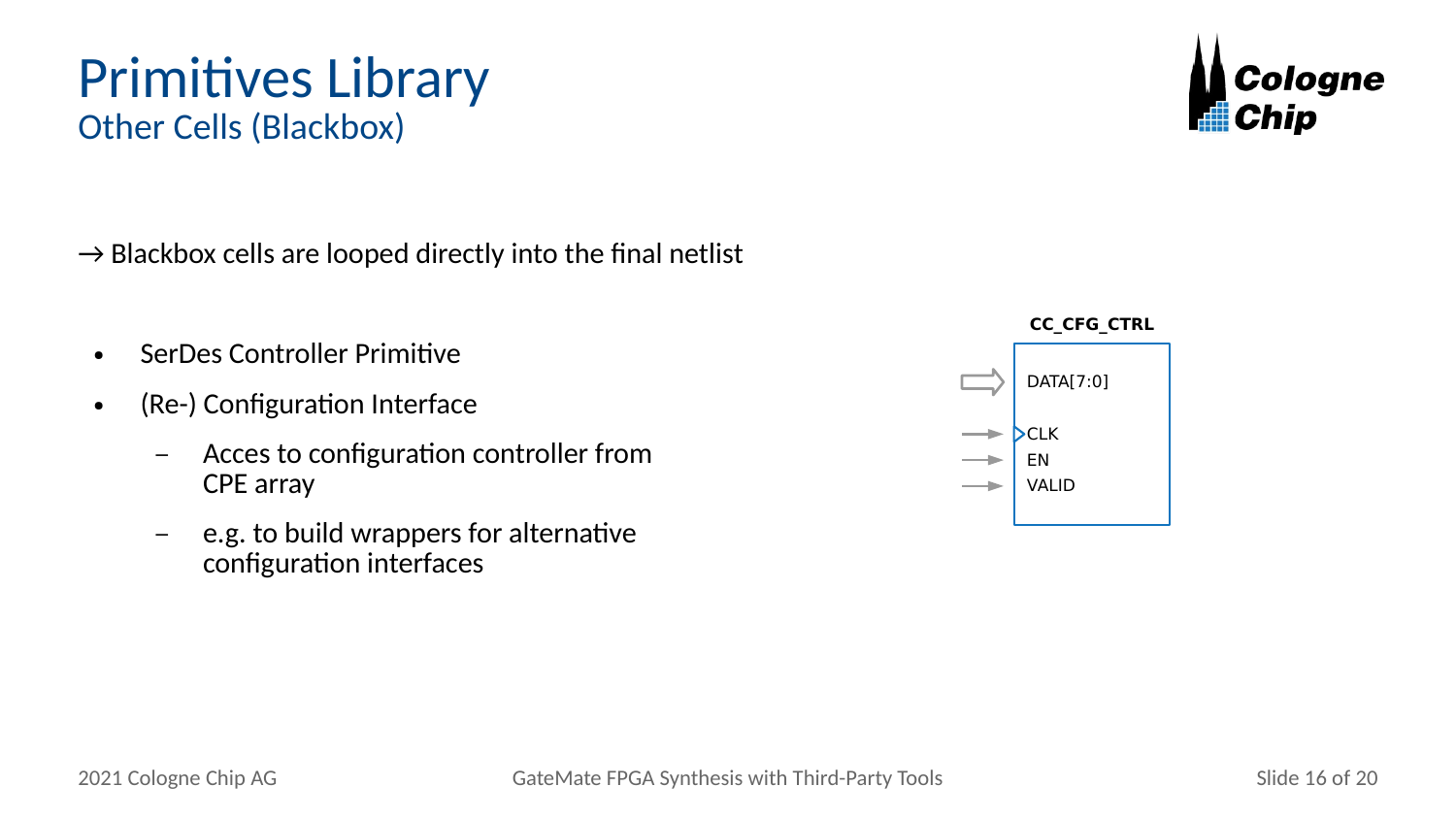# Primitives Library

## Other Cells (Blackbox)

→ Blackbox cells are looped directly into the final netlist

- SerDes Controller Primitive
- (Re-) Configuration Interface
  - Acces to configuration controller from CPE array
  - e.g. to build wrappers for alternative configuration interfaces

**CC_CFG_CTRL**

DATA[7:0]

CLK

EN

VALID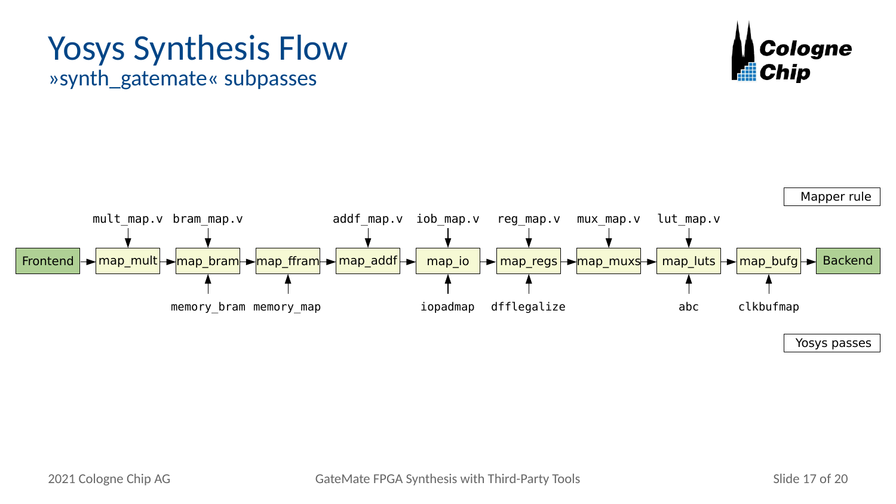# Yosys Synthesis Flow

## »synth_gatemate« subpasses

Mapper rule

| Mapper rule | | mult_map.v | bram_map.v | | addf_map.v | iob_map.v | reg_map.v | mux_map.v | lut_map.v | | |
|---|---|---|---|---|---|---|---|---|---|---|---|
| Flow | Frontend | map_mult | map_bram | map_ffram | map_addf | map_io | map_regs | map_muxs | map_luts | map_bufg | Backend |
| Yosys passes | | | memory_bram | memory_map | | iopadmap | dfflegalize | | abc | clkbufmap | |

Yosys passes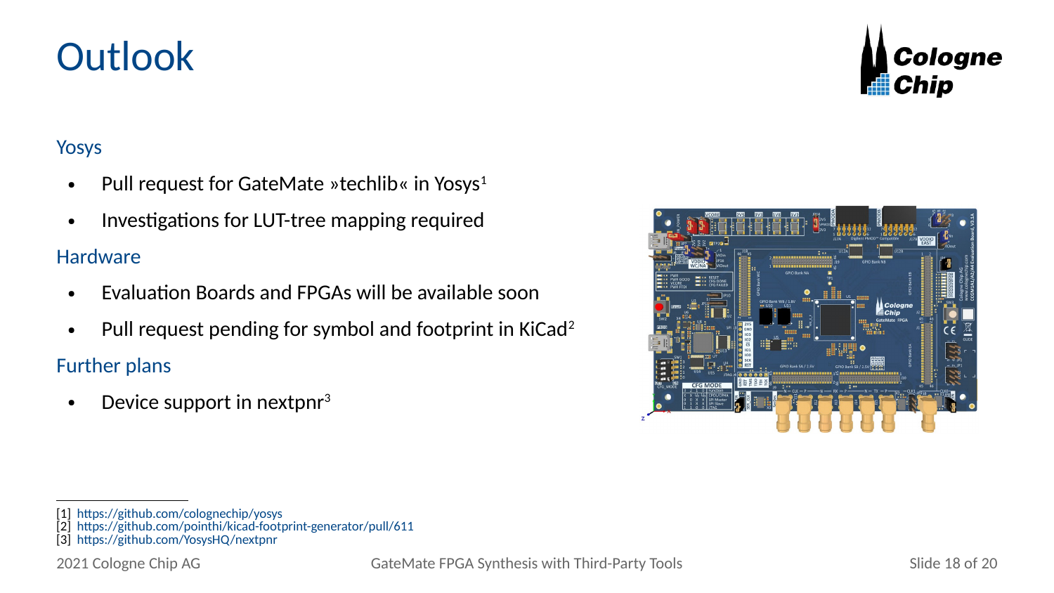# Outlook

## Yosys

- Pull request for GateMate »techlib« in Yosys[1]
- Investigations for LUT-tree mapping required

## Hardware

- Evaluation Boards and FPGAs will be available soon
- Pull request pending for symbol and footprint in KiCad[2]

## Further plans

- Device support in nextpnr[3]

[1] https://github.com/colognechip/yosys
[2] https://github.com/pointhi/kicad-footprint-generator/pull/611
[3] https://github.com/YosysHQ/nextpnr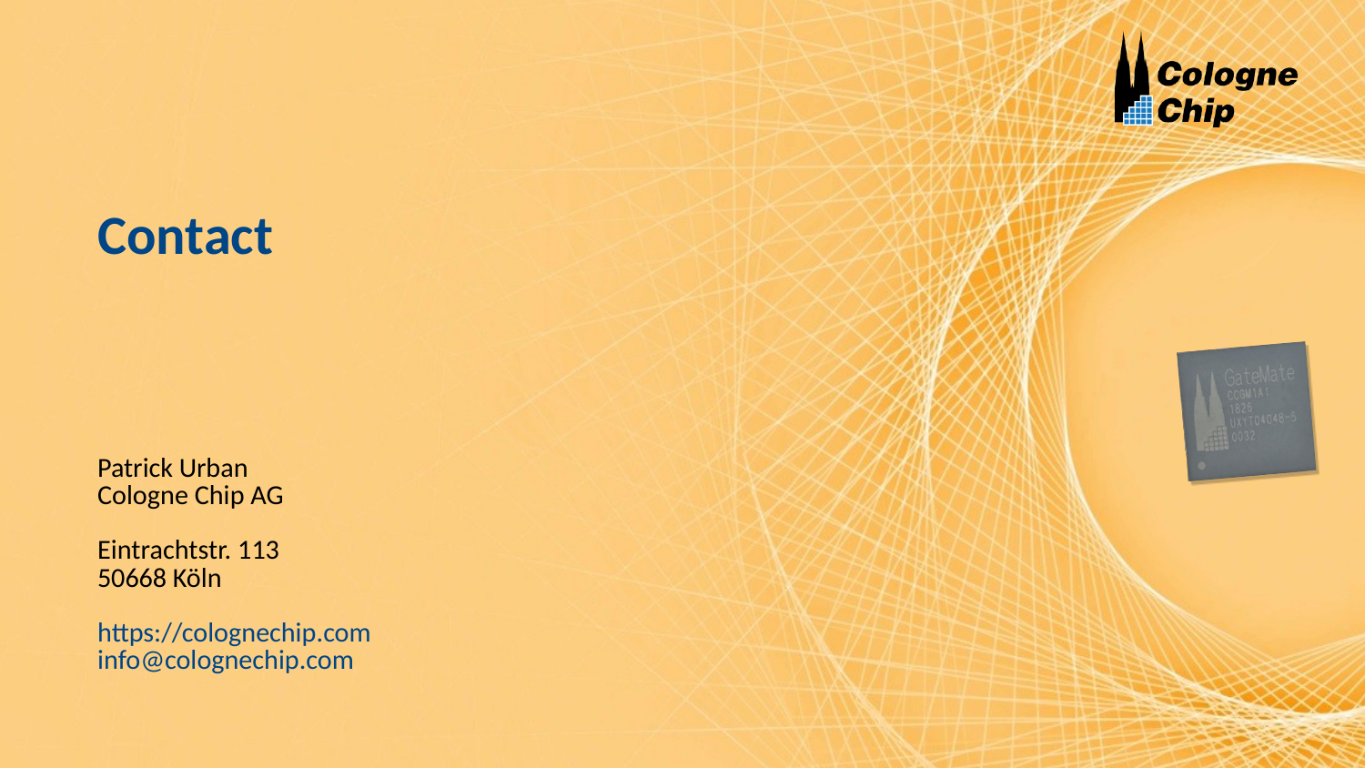# Contact

Patrick Urban
Cologne Chip AG

Eintrachtstr. 113
50668 Köln

https://colognechip.com
info@colognechip.com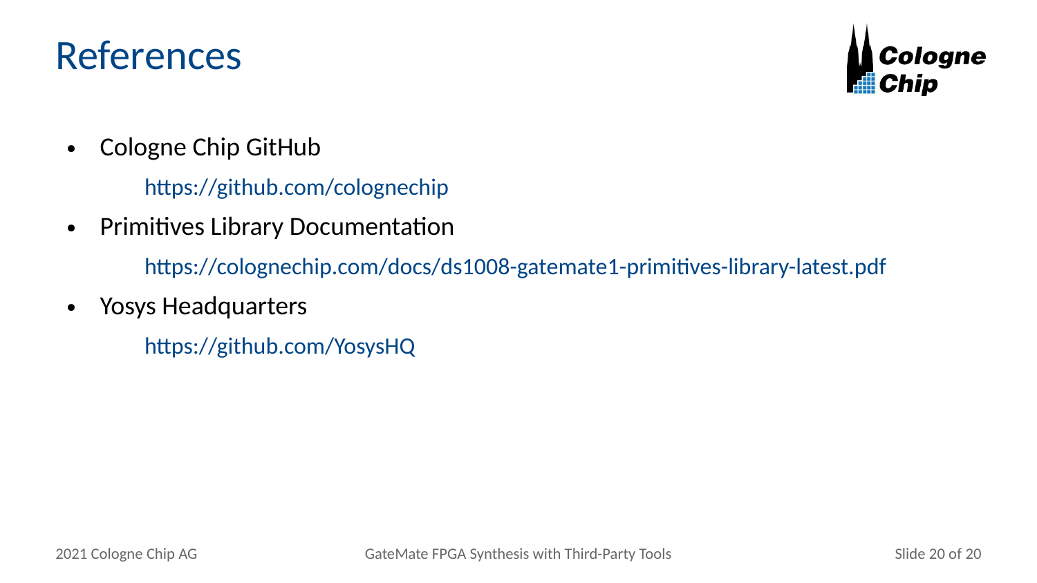# References

- Cologne Chip GitHub

  https://github.com/colognechip

- Primitives Library Documentation

  https://colognechip.com/docs/ds1008-gatemate1-primitives-library-latest.pdf

- Yosys Headquarters

  https://github.com/YosysHQ